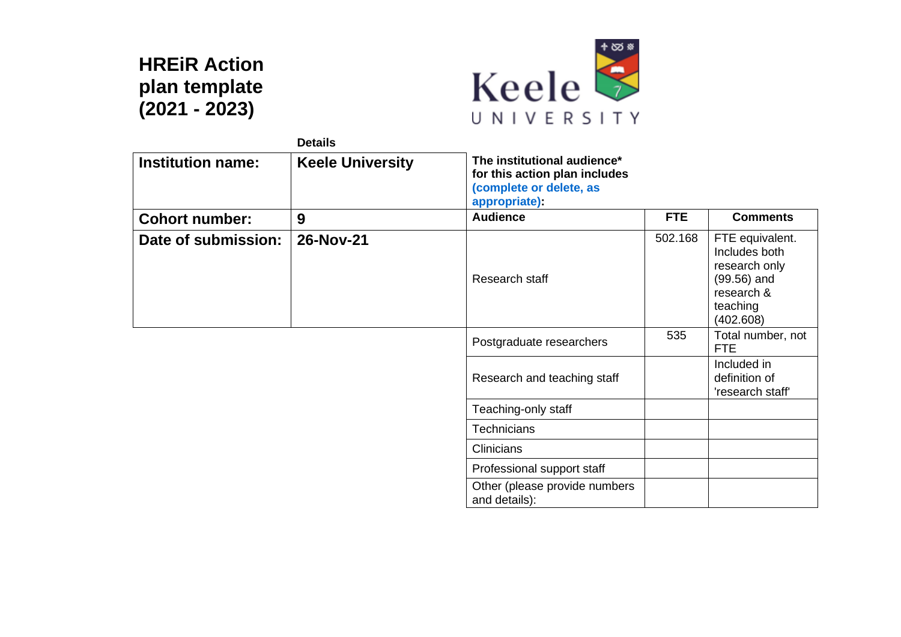# HREiR Action plan template (2021 - 2023)

Keele UNIVERSITY

| | Details |
|---|---|
| **Institution name:** | **Keele University** |
| **Cohort number:** | **9** |
| **Date of submission:** | **26-Nov-21** |

**The institutional audience* for this action plan includes (complete or delete, as appropriate):**

| Audience | FTE | Comments |
|---|---|---|
| Research staff | 502.168 | FTE equivalent. Includes both research only (99.56) and research & teaching (402.608) |
| Postgraduate researchers | 535 | Total number, not FTE |
| Research and teaching staff | | Included in definition of 'research staff' |
| Teaching-only staff | | |
| Technicians | | |
| Clinicians | | |
| Professional support staff | | |
| Other (please provide numbers and details): | | |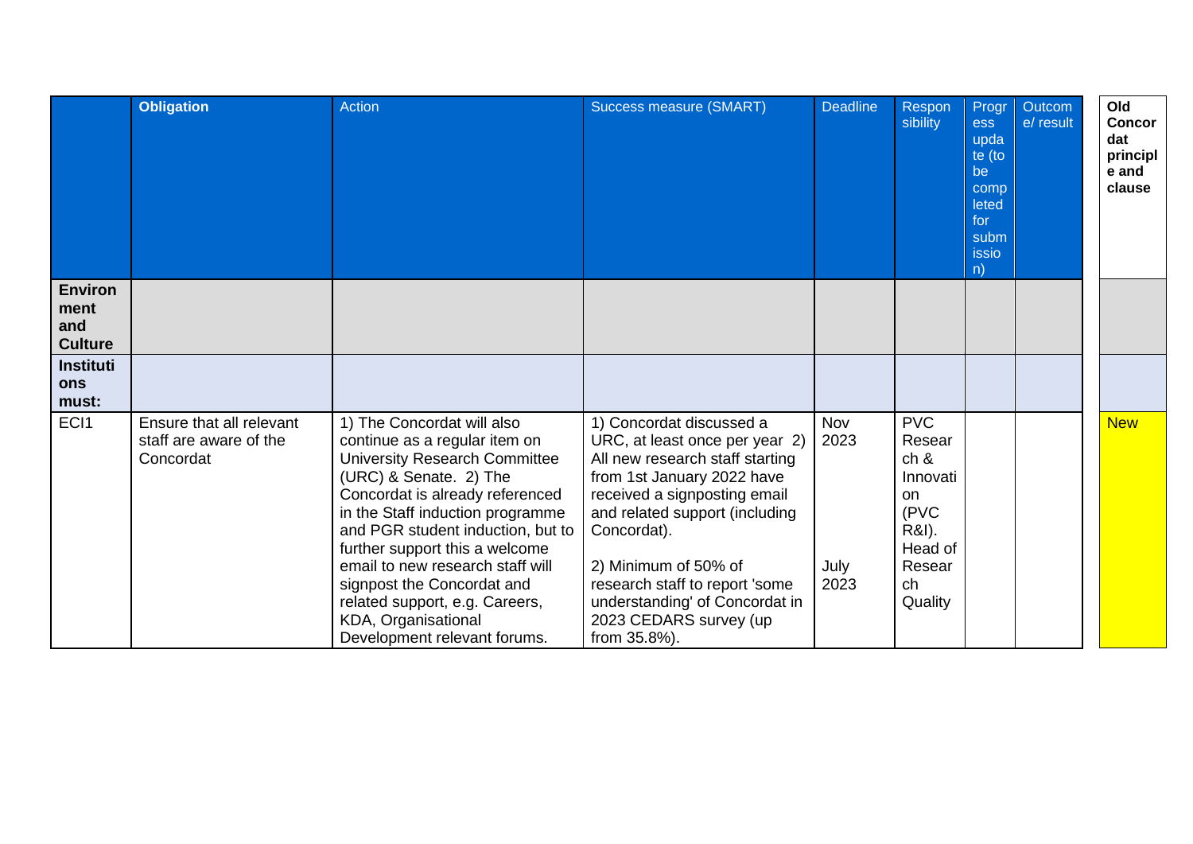| | Obligation | Action | Success measure (SMART) | Deadline | Responsibility | Progress update (to be completed for submission) | Outcome/ result | Old Concordat principle and clause |
|---|---|---|---|---|---|---|---|---|
| **Environment and Culture** | | | | | | | | |
| **Institutions must:** | | | | | | | | |
| ECI1 | Ensure that all relevant staff are aware of the Concordat | 1) The Concordat will also continue as a regular item on University Research Committee (URC) & Senate. 2) The Concordat is already referenced in the Staff induction programme and PGR student induction, but to further support this a welcome email to new research staff will signpost the Concordat and related support, e.g. Careers, KDA, Organisational Development relevant forums. | 1) Concordat discussed a URC, at least once per year 2) All new research staff starting from 1st January 2022 have received a signposting email and related support (including Concordat).<br><br>2) Minimum of 50% of research staff to report 'some understanding' of Concordat in 2023 CEDARS survey (up from 35.8%). | Nov 2023<br><br>July 2023 | PVC Research & Innovation (PVC R&I). Head of Research Quality | | | New |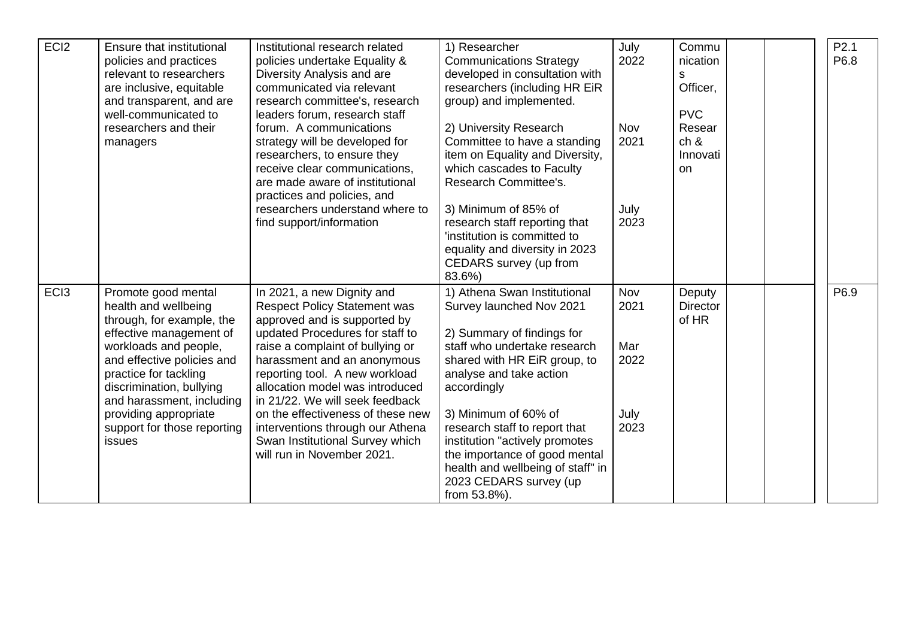| ECI2 | Ensure that institutional policies and practices relevant to researchers are inclusive, equitable and transparent, and are well-communicated to researchers and their managers | Institutional research related policies undertake Equality & Diversity Analysis and are communicated via relevant research committee's, research leaders forum, research staff forum. A communications strategy will be developed for researchers, to ensure they receive clear communications, are made aware of institutional practices and policies, and researchers understand where to find support/information | 1) Researcher Communications Strategy developed in consultation with researchers (including HR EiR group) and implemented.<br><br>2) University Research Committee to have a standing item on Equality and Diversity, which cascades to Faculty Research Committee's.<br><br>3) Minimum of 85% of research staff reporting that 'institution is committed to equality and diversity in 2023 CEDARS survey (up from 83.6%) | July 2022<br><br>Nov 2021<br><br>July 2023 | Communications Officer,<br><br>PVC Research & Innovation | | | P2.1<br>P6.8 |
|---|---|---|---|---|---|---|---|---|
| ECI3 | Promote good mental health and wellbeing through, for example, the effective management of workloads and people, and effective policies and practice for tackling discrimination, bullying and harassment, including providing appropriate support for those reporting issues | In 2021, a new Dignity and Respect Policy Statement was approved and is supported by updated Procedures for staff to raise a complaint of bullying or harassment and an anonymous reporting tool. A new workload allocation model was introduced in 21/22. We will seek feedback on the effectiveness of these new interventions through our Athena Swan Institutional Survey which will run in November 2021. | 1) Athena Swan Institutional Survey launched Nov 2021<br><br>2) Summary of findings for staff who undertake research shared with HR EiR group, to analyse and take action accordingly<br><br>3) Minimum of 60% of research staff to report that institution "actively promotes the importance of good mental health and wellbeing of staff" in 2023 CEDARS survey (up from 53.8%). | Nov 2021<br><br>Mar 2022<br><br>July 2023 | Deputy Director of HR | | | P6.9 |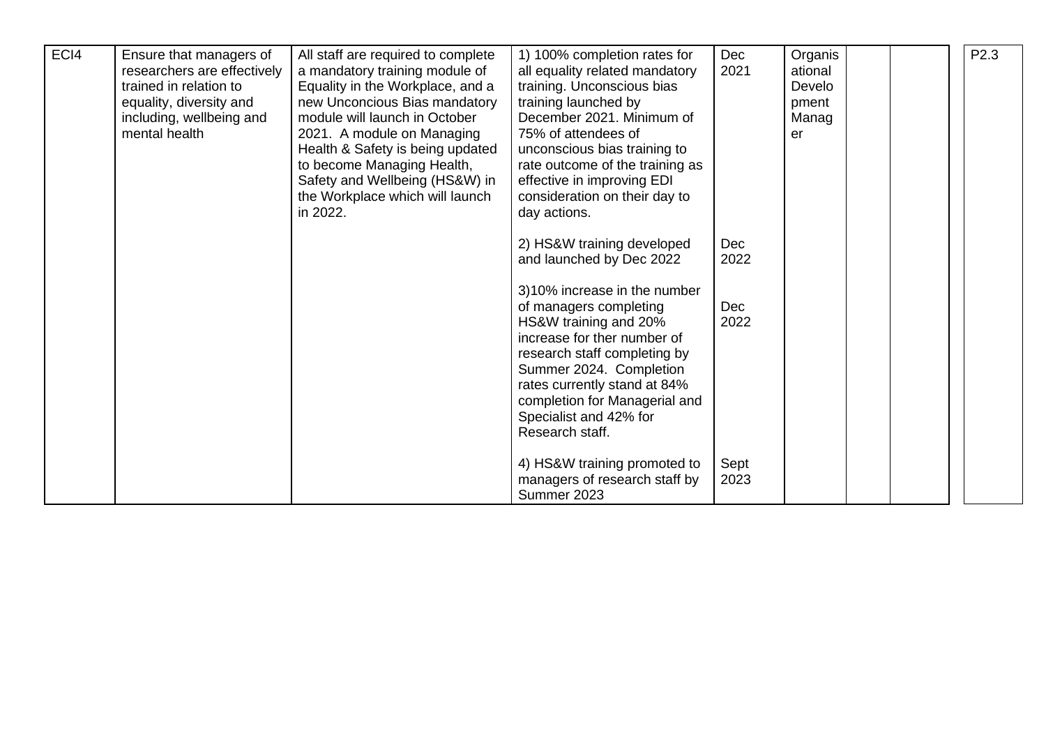| ECI4 | Ensure that managers of researchers are effectively trained in relation to equality, diversity and including, wellbeing and mental health | All staff are required to complete a mandatory training module of Equality in the Workplace, and a new Unconcious Bias mandatory module will launch in October 2021. A module on Managing Health & Safety is being updated to become Managing Health, Safety and Wellbeing (HS&W) in the Workplace which will launch in 2022. | 1) 100% completion rates for all equality related mandatory training. Unconscious bias training launched by December 2021. Minimum of 75% of attendees of unconscious bias training to rate outcome of the training as effective in improving EDI consideration on their day to day actions. | Dec 2021 | Organisational Development Manager | | | P2.3 |
|---|---|---|---|---|---|---|---|---|
| | | | 2) HS&W training developed and launched by Dec 2022 | Dec 2022 | | | | |
| | | | 3)10% increase in the number of managers completing HS&W training and 20% increase for ther number of research staff completing by Summer 2024. Completion rates currently stand at 84% completion for Managerial and Specialist and 42% for Research staff. | Dec 2022 | | | | |
| | | | 4) HS&W training promoted to managers of research staff by Summer 2023 | Sept 2023 | | | | |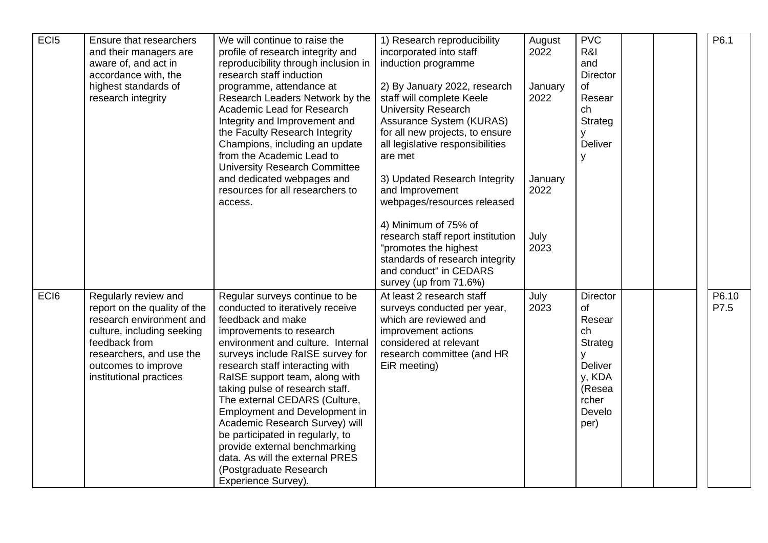| ECI5 | Ensure that researchers and their managers are aware of, and act in accordance with, the highest standards of research integrity | We will continue to raise the profile of research integrity and reproducibility through inclusion in research staff induction programme, attendance at Research Leaders Network by the Academic Lead for Research Integrity and Improvement and the Faculty Research Integrity Champions, including an update from the Academic Lead to University Research Committee and dedicated webpages and resources for all researchers to access. | 1) Research reproducibility incorporated into staff induction programme<br><br>2) By January 2022, research staff will complete Keele University Research Assurance System (KURAS) for all new projects, to ensure all legislative responsibilities are met<br><br>3) Updated Research Integrity and Improvement webpages/resources released<br><br>4) Minimum of 75% of research staff report institution "promotes the highest standards of research integrity and conduct" in CEDARS survey (up from 71.6%) | August 2022<br><br>January 2022<br><br>January 2022<br><br>July 2023 | PVC R&I and Director of Research Strategy Delivery | | | P6.1 |
|---|---|---|---|---|---|---|---|---|
| ECI6 | Regularly review and report on the quality of the research environment and culture, including seeking feedback from researchers, and use the outcomes to improve institutional practices | Regular surveys continue to be conducted to iteratively receive feedback and make improvements to research environment and culture. Internal surveys include RaISE survey for research staff interacting with RaISE support team, along with taking pulse of research staff. The external CEDARS (Culture, Employment and Development in Academic Research Survey) will be participated in regularly, to provide external benchmarking data. As will the external PRES (Postgraduate Research Experience Survey). | At least 2 research staff surveys conducted per year, which are reviewed and improvement actions considered at relevant research committee (and HR EiR meeting) | July 2023 | Director of Research Strategy Delivery, KDA (Researcher Developer) | | | P6.10<br>P7.5 |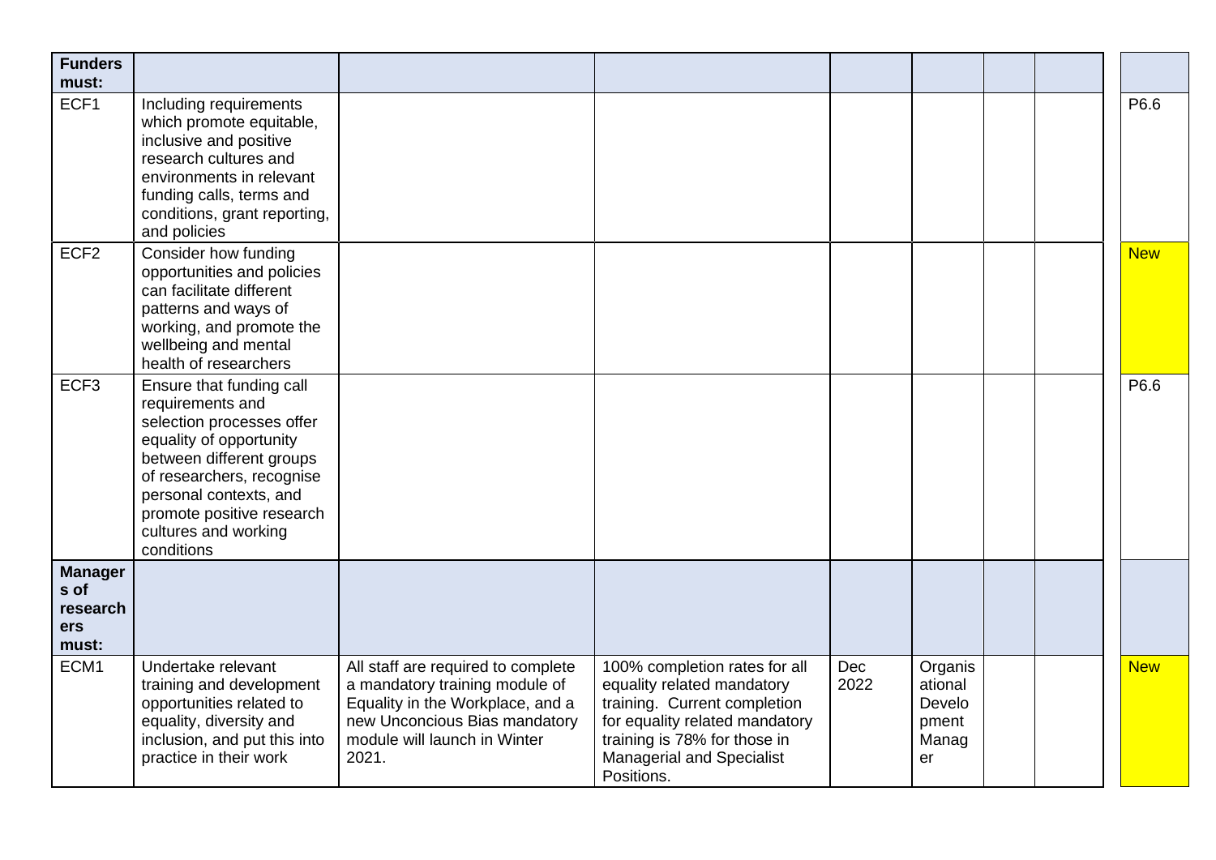| **Funders must:** | | | | | | | | |
|---|---|---|---|---|---|---|---|---|
| ECF1 | Including requirements which promote equitable, inclusive and positive research cultures and environments in relevant funding calls, terms and conditions, grant reporting, and policies | | | | | | | P6.6 |
| ECF2 | Consider how funding opportunities and policies can facilitate different patterns and ways of working, and promote the wellbeing and mental health of researchers | | | | | | | New |
| ECF3 | Ensure that funding call requirements and selection processes offer equality of opportunity between different groups of researchers, recognise personal contexts, and promote positive research cultures and working conditions | | | | | | | P6.6 |
| **Managers of researchers must:** | | | | | | | | |
| ECM1 | Undertake relevant training and development opportunities related to equality, diversity and inclusion, and put this into practice in their work | All staff are required to complete a mandatory training module of Equality in the Workplace, and a new Unconcious Bias mandatory module will launch in Winter 2021. | 100% completion rates for all equality related mandatory training. Current completion for equality related mandatory training is 78% for those in Managerial and Specialist Positions. | Dec 2022 | Organisational Development Manager | | | New |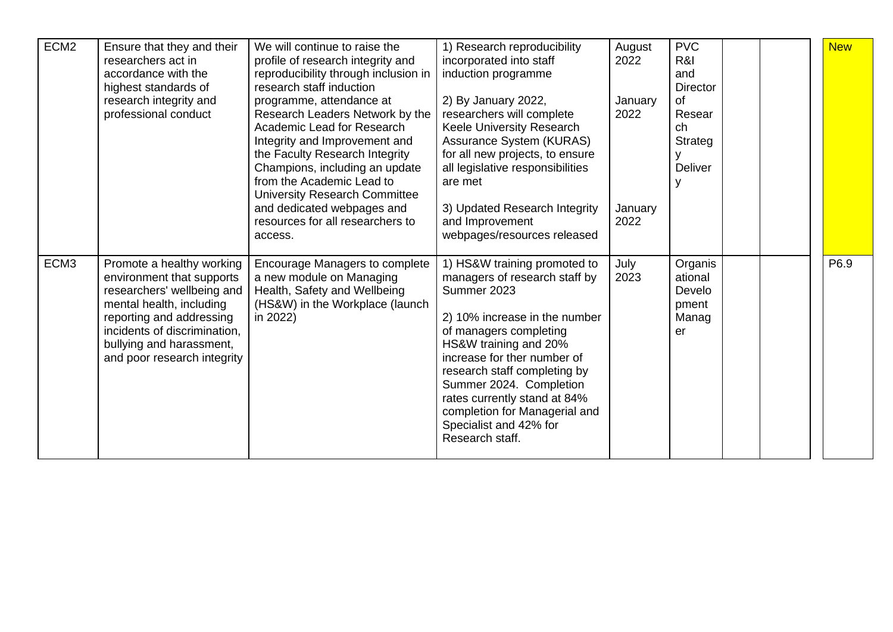| | | | | | | | | |
|---|---|---|---|---|---|---|---|---|
| ECM2 | Ensure that they and their researchers act in accordance with the highest standards of research integrity and professional conduct | We will continue to raise the profile of research integrity and reproducibility through inclusion in research staff induction programme, attendance at Research Leaders Network by the Academic Lead for Research Integrity and Improvement and the Faculty Research Integrity Champions, including an update from the Academic Lead to University Research Committee and dedicated webpages and resources for all researchers to access. | 1) Research reproducibility incorporated into staff induction programme<br><br>2) By January 2022, researchers will complete Keele University Research Assurance System (KURAS) for all new projects, to ensure all legislative responsibilities are met<br><br>3) Updated Research Integrity and Improvement webpages/resources released | August 2022<br><br>January 2022<br><br>January 2022 | PVC R&I and Director of Research Strategy Delivery | | | New |
| ECM3 | Promote a healthy working environment that supports researchers' wellbeing and mental health, including reporting and addressing incidents of discrimination, bullying and harassment, and poor research integrity | Encourage Managers to complete a new module on Managing Health, Safety and Wellbeing (HS&W) in the Workplace (launch in 2022) | 1) HS&W training promoted to managers of research staff by Summer 2023<br><br>2) 10% increase in the number of managers completing HS&W training and 20% increase for ther number of research staff completing by Summer 2024. Completion rates currently stand at 84% completion for Managerial and Specialist and 42% for Research staff. | July 2023 | Organisational Development Manager | | | P6.9 |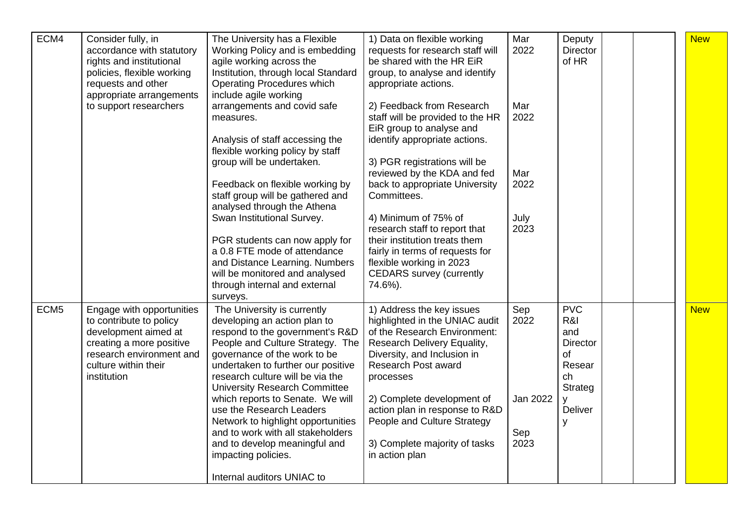| | | | | | | | | |
|---|---|---|---|---|---|---|---|---|
| ECM4 | Consider fully, in accordance with statutory rights and institutional policies, flexible working requests and other appropriate arrangements to support researchers | The University has a Flexible Working Policy and is embedding agile working across the Institution, through local Standard Operating Procedures which include agile working arrangements and covid safe measures.<br><br>Analysis of staff accessing the flexible working policy by staff group will be undertaken.<br><br>Feedback on flexible working by staff group will be gathered and analysed through the Athena Swan Institutional Survey.<br><br>PGR students can now apply for a 0.8 FTE mode of attendance and Distance Learning. Numbers will be monitored and analysed through internal and external surveys. | 1) Data on flexible working requests for research staff will be shared with the HR EiR group, to analyse and identify appropriate actions.<br><br>2) Feedback from Research staff will be provided to the HR EiR group to analyse and identify appropriate actions.<br><br>3) PGR registrations will be reviewed by the KDA and fed back to appropriate University Committees.<br><br>4) Minimum of 75% of research staff to report that their institution treats them fairly in terms of requests for flexible working in 2023 CEDARS survey (currently 74.6%). | Mar 2022<br><br>Mar 2022<br><br>Mar 2022<br><br>July 2023 | Deputy Director of HR | | | New |
| ECM5 | Engage with opportunities to contribute to policy development aimed at creating a more positive research environment and culture within their institution | The University is currently developing an action plan to respond to the government's R&D People and Culture Strategy. The governance of the work to be undertaken to further our positive research culture will be via the University Research Committee which reports to Senate. We will use the Research Leaders Network to highlight opportunities and to work with all stakeholders and to develop meaningful and impacting policies.<br><br>Internal auditors UNIAC to | 1) Address the key issues highlighted in the UNIAC audit of the Research Environment: Research Delivery Equality, Diversity, and Inclusion in Research Post award processes<br><br>2) Complete development of action plan in response to R&D People and Culture Strategy<br><br>3) Complete majority of tasks in action plan | Sep 2022<br><br>Jan 2022<br><br>Sep 2023 | PVC R&I and Director of Research Strategy Delivery | | | New |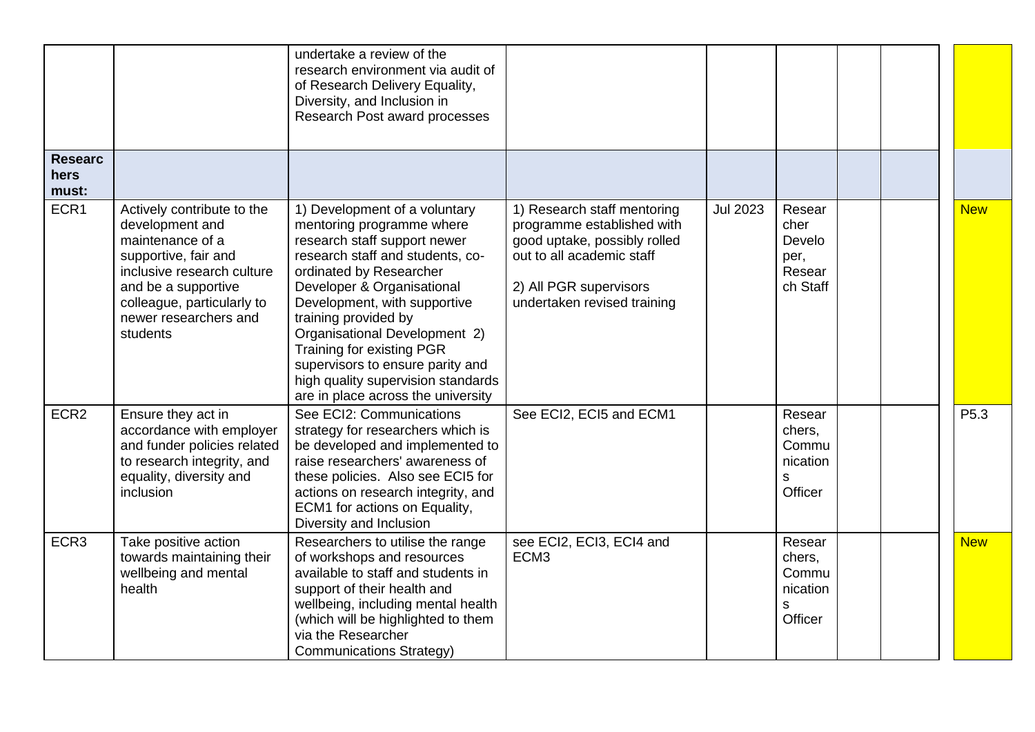| | | | | | | | | |
|---|---|---|---|---|---|---|---|---|
| | | undertake a review of the research environment via audit of of Research Delivery Equality, Diversity, and Inclusion in Research Post award processes | | | | | | |
| **Researchers must:** | | | | | | | | |
| ECR1 | Actively contribute to the development and maintenance of a supportive, fair and inclusive research culture and be a supportive colleague, particularly to newer researchers and students | 1) Development of a voluntary mentoring programme where research staff support newer research staff and students, co-ordinated by Researcher Developer & Organisational Development, with supportive training provided by Organisational Development 2) Training for existing PGR supervisors to ensure parity and high quality supervision standards are in place across the university | 1) Research staff mentoring programme established with good uptake, possibly rolled out to all academic staff<br><br>2) All PGR supervisors undertaken revised training | Jul 2023 | Researcher Developer, Research Staff | | | New |
| ECR2 | Ensure they act in accordance with employer and funder policies related to research integrity, and equality, diversity and inclusion | See ECI2: Communications strategy for researchers which is be developed and implemented to raise researchers' awareness of these policies. Also see ECI5 for actions on research integrity, and ECM1 for actions on Equality, Diversity and Inclusion | See ECI2, ECI5 and ECM1 | | Researchers, Communications Officer | | | P5.3 |
| ECR3 | Take positive action towards maintaining their wellbeing and mental health | Researchers to utilise the range of workshops and resources available to staff and students in support of their health and wellbeing, including mental health (which will be highlighted to them via the Researcher Communications Strategy) | see ECI2, ECI3, ECI4 and ECM3 | | Researchers, Communications Officer | | | New |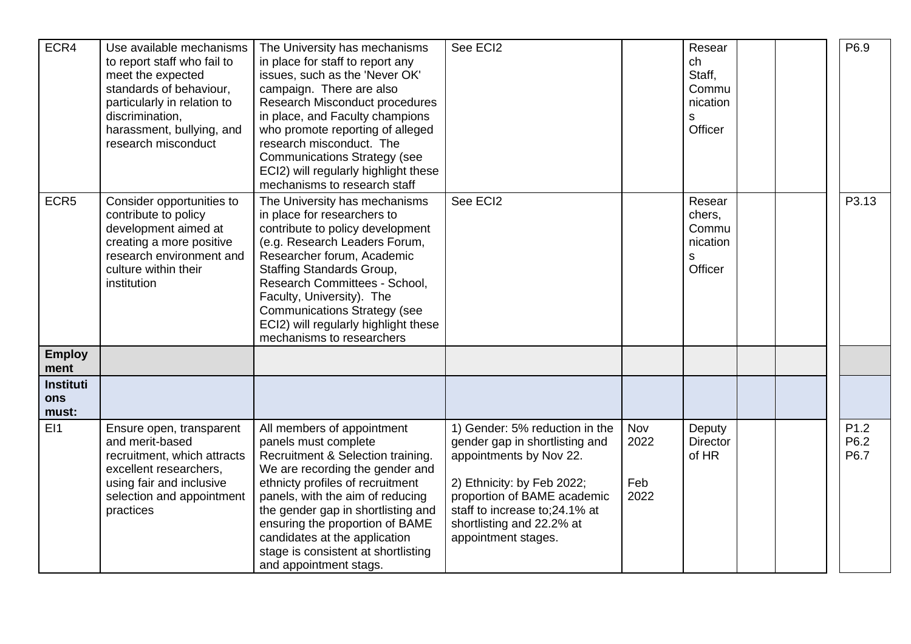| | | | | | | | | | |
|---|---|---|---|---|---|---|---|---|---|
| ECR4 | Use available mechanisms to report staff who fail to meet the expected standards of behaviour, particularly in relation to discrimination, harassment, bullying, and research misconduct | The University has mechanisms in place for staff to report any issues, such as the 'Never OK' campaign. There are also Research Misconduct procedures in place, and Faculty champions who promote reporting of alleged research misconduct. The Communications Strategy (see ECI2) will regularly highlight these mechanisms to research staff | See ECI2 | | Research Staff, Communications Officer | | | | P6.9 |
| ECR5 | Consider opportunities to contribute to policy development aimed at creating a more positive research environment and culture within their institution | The University has mechanisms in place for researchers to contribute to policy development (e.g. Research Leaders Forum, Researcher forum, Academic Staffing Standards Group, Research Committees - School, Faculty, University). The Communications Strategy (see ECI2) will regularly highlight these mechanisms to researchers | See ECI2 | | Researchers, Communications Officer | | | | P3.13 |
| **Employment** | | | | | | | | | |
| **Institutions must:** | | | | | | | | | |
| EI1 | Ensure open, transparent and merit-based recruitment, which attracts excellent researchers, using fair and inclusive selection and appointment practices | All members of appointment panels must complete Recruitment & Selection training. We are recording the gender and ethnicty profiles of recruitment panels, with the aim of reducing the gender gap in shortlisting and ensuring the proportion of BAME candidates at the application stage is consistent at shortlisting and appointment stags. | 1) Gender: 5% reduction in the gender gap in shortlisting and appointments by Nov 22.<br><br>2) Ethnicity: by Feb 2022; proportion of BAME academic staff to increase to;24.1% at shortlisting and 22.2% at appointment stages. | Nov 2022<br><br>Feb 2022 | Deputy Director of HR | | | | P1.2<br>P6.2<br>P6.7 |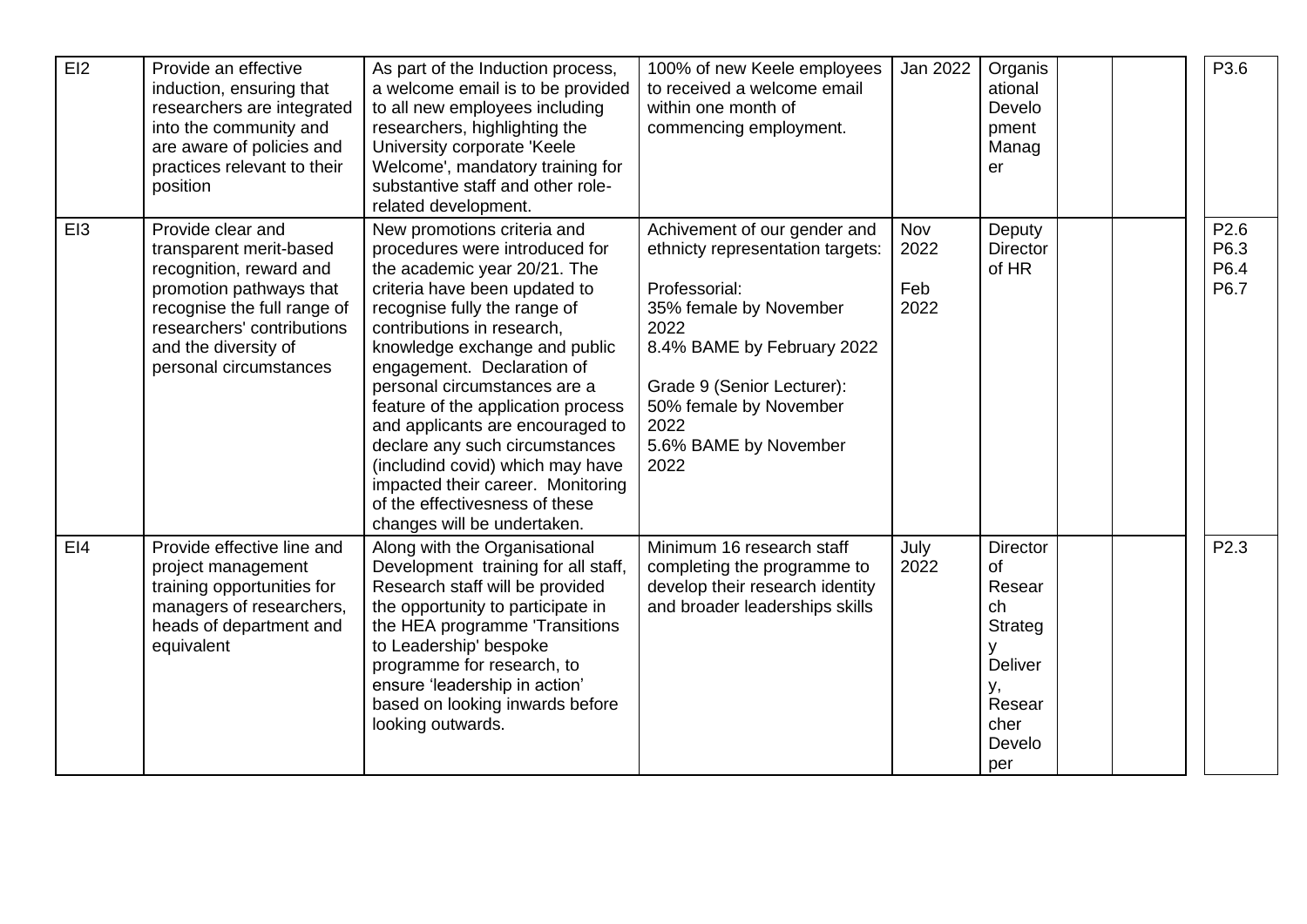| EI2 | Provide an effective induction, ensuring that researchers are integrated into the community and are aware of policies and practices relevant to their position | As part of the Induction process, a welcome email is to be provided to all new employees including researchers, highlighting the University corporate 'Keele Welcome', mandatory training for substantive staff and other role-related development. | 100% of new Keele employees to received a welcome email within one month of commencing employment. | Jan 2022 | Organisational Development Manager | | | P3.6 |
|---|---|---|---|---|---|---|---|---|
| EI3 | Provide clear and transparent merit-based recognition, reward and promotion pathways that recognise the full range of researchers' contributions and the diversity of personal circumstances | New promotions criteria and procedures were introduced for the academic year 20/21. The criteria have been updated to recognise fully the range of contributions in research, knowledge exchange and public engagement. Declaration of personal circumstances are a feature of the application process and applicants are encouraged to declare any such circumstances (includind covid) which may have impacted their career. Monitoring of the effectivesness of these changes will be undertaken. | Achivement of our gender and ethnicty representation targets:<br><br>Professorial:<br>35% female by November 2022<br>8.4% BAME by February 2022<br><br>Grade 9 (Senior Lecturer):<br>50% female by November 2022<br>5.6% BAME by November 2022 | Nov 2022<br><br>Feb 2022 | Deputy Director of HR | | | P2.6<br>P6.3<br>P6.4<br>P6.7 |
| EI4 | Provide effective line and project management training opportunities for managers of researchers, heads of department and equivalent | Along with the Organisational Development training for all staff, Research staff will be provided the opportunity to participate in the HEA programme 'Transitions to Leadership' bespoke programme for research, to ensure 'leadership in action' based on looking inwards before looking outwards. | Minimum 16 research staff completing the programme to develop their research identity and broader leaderships skills | July 2022 | Director of Research Strategy Delivery, Researcher Developer | | | P2.3 |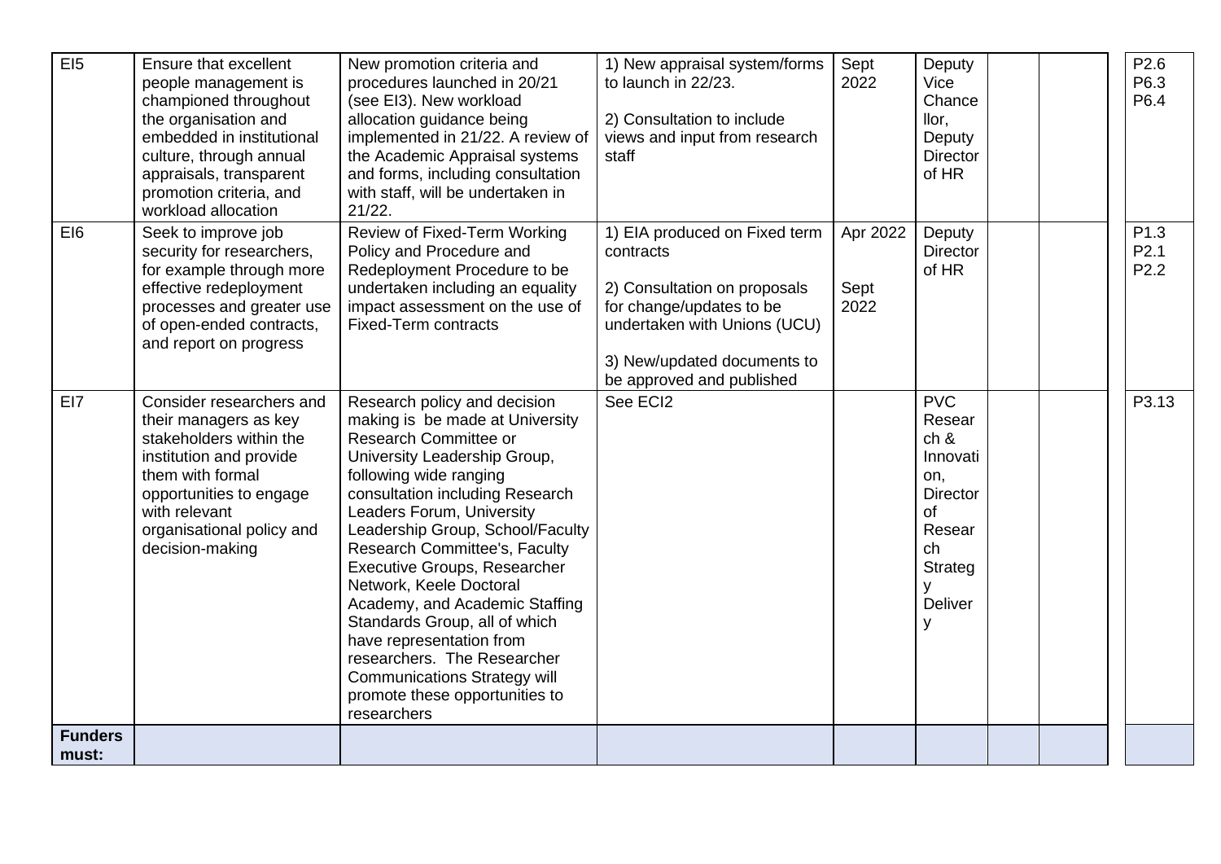| EI5 | Ensure that excellent people management is championed throughout the organisation and embedded in institutional culture, through annual appraisals, transparent promotion criteria, and workload allocation | New promotion criteria and procedures launched in 20/21 (see EI3). New workload allocation guidance being implemented in 21/22. A review of the Academic Appraisal systems and forms, including consultation with staff, will be undertaken in 21/22. | 1) New appraisal system/forms to launch in 22/23.<br><br>2) Consultation to include views and input from research staff | Sept 2022 | Deputy Vice Chancellor, Deputy Director of HR | | | | P2.6<br>P6.3<br>P6.4 |
|---|---|---|---|---|---|---|---|---|---|
| EI6 | Seek to improve job security for researchers, for example through more effective redeployment processes and greater use of open-ended contracts, and report on progress | Review of Fixed-Term Working Policy and Procedure and Redeployment Procedure to be undertaken including an equality impact assessment on the use of Fixed-Term contracts | 1) EIA produced on Fixed term contracts<br><br>2) Consultation on proposals for change/updates to be undertaken with Unions (UCU)<br><br>3) New/updated documents to be approved and published | Apr 2022<br><br>Sept 2022 | Deputy Director of HR | | | | P1.3<br>P2.1<br>P2.2 |
| EI7 | Consider researchers and their managers as key stakeholders within the institution and provide them with formal opportunities to engage with relevant organisational policy and decision-making | Research policy and decision making is be made at University Research Committee or University Leadership Group, following wide ranging consultation including Research Leaders Forum, University Leadership Group, School/Faculty Research Committee's, Faculty Executive Groups, Researcher Network, Keele Doctoral Academy, and Academic Staffing Standards Group, all of which have representation from researchers. The Researcher Communications Strategy will promote these opportunities to researchers | See ECI2 | | PVC Research & Innovation, Director of Research Strategy Delivery | | | | P3.13 |
| **Funders must:** | | | | | | | | | |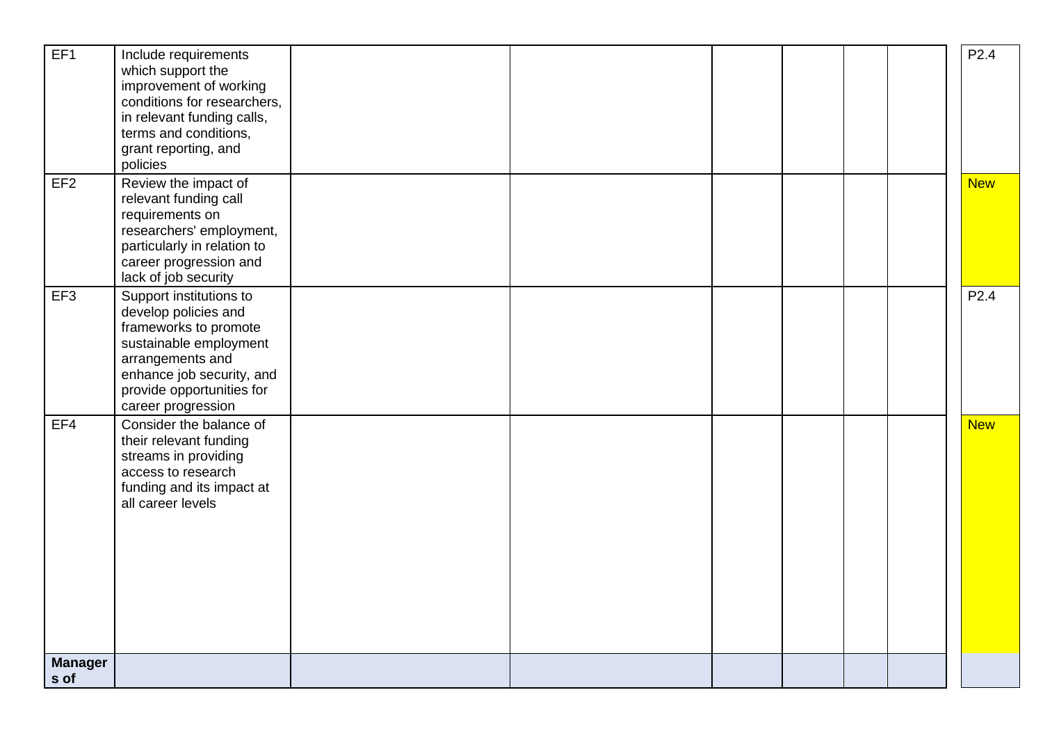| | | | | | | | | |
|---|---|---|---|---|---|---|---|---|
| EF1 | Include requirements which support the improvement of working conditions for researchers, in relevant funding calls, terms and conditions, grant reporting, and policies | | | | | | | P2.4 |
| EF2 | Review the impact of relevant funding call requirements on researchers' employment, particularly in relation to career progression and lack of job security | | | | | | | New |
| EF3 | Support institutions to develop policies and frameworks to promote sustainable employment arrangements and enhance job security, and provide opportunities for career progression | | | | | | | P2.4 |
| EF4 | Consider the balance of their relevant funding streams in providing access to research funding and its impact at all career levels | | | | | | | New |
| **Managers of** | | | | | | | | |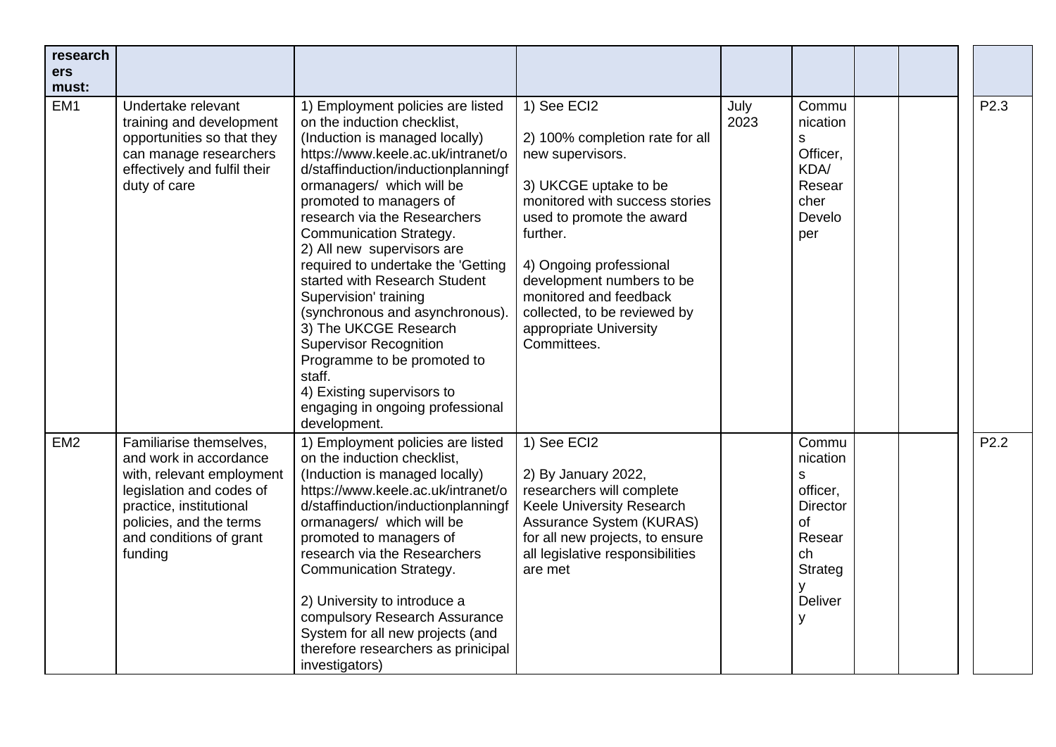| researchers must: | | | | | | | | |
|---|---|---|---|---|---|---|---|---|
| EM1 | Undertake relevant training and development opportunities so that they can manage researchers effectively and fulfil their duty of care | 1) Employment policies are listed on the induction checklist, (Induction is managed locally) https://www.keele.ac.uk/intranet/old/staffinduction/inductionplanningformanagers/ which will be promoted to managers of research via the Researchers Communication Strategy.<br>2) All new supervisors are required to undertake the 'Getting started with Research Student Supervision' training (synchronous and asynchronous).<br>3) The UKCGE Research Supervisor Recognition Programme to be promoted to staff.<br>4) Existing supervisors to engaging in ongoing professional development. | 1) See ECI2<br><br>2) 100% completion rate for all new supervisors.<br><br>3) UKCGE uptake to be monitored with success stories used to promote the award further.<br><br>4) Ongoing professional development numbers to be monitored and feedback collected, to be reviewed by appropriate University Committees. | July 2023 | Communications Officer, KDA/ Researcher Developer | | | P2.3 |
| EM2 | Familiarise themselves, and work in accordance with, relevant employment legislation and codes of practice, institutional policies, and the terms and conditions of grant funding | 1) Employment policies are listed on the induction checklist, (Induction is managed locally) https://www.keele.ac.uk/intranet/old/staffinduction/inductionplanningformanagers/ which will be promoted to managers of research via the Researchers Communication Strategy.<br><br>2) University to introduce a compulsory Research Assurance System for all new projects (and therefore researchers as prinicipal investigators) | 1) See ECI2<br><br>2) By January 2022, researchers will complete Keele University Research Assurance System (KURAS) for all new projects, to ensure all legislative responsibilities are met | | Communications officer, Director of Research Strategy Delivery | | | P2.2 |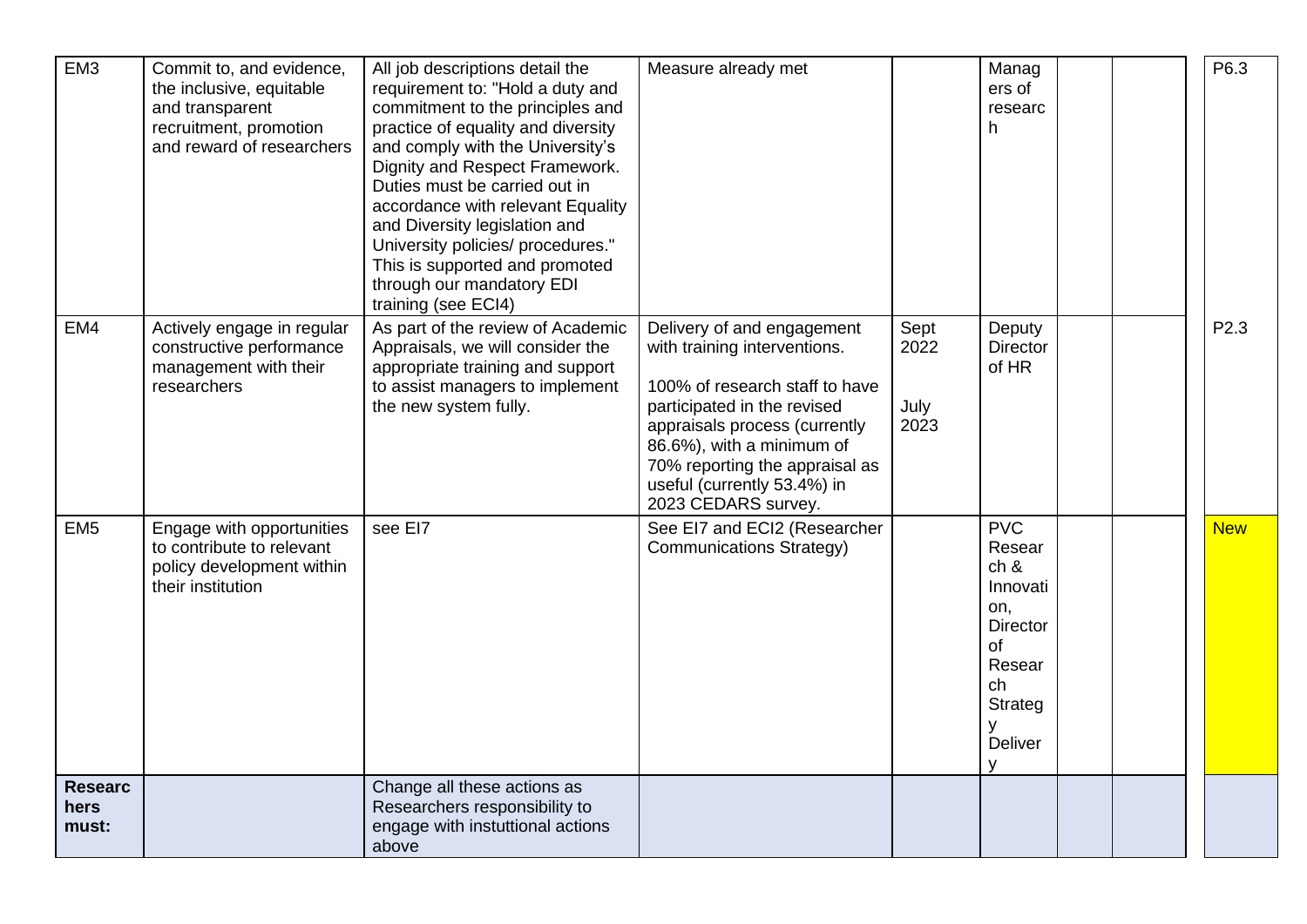| EM3 | Commit to, and evidence, the inclusive, equitable and transparent recruitment, promotion and reward of researchers | All job descriptions detail the requirement to: "Hold a duty and commitment to the principles and practice of equality and diversity and comply with the University's Dignity and Respect Framework. Duties must be carried out in accordance with relevant Equality and Diversity legislation and University policies/ procedures." This is supported and promoted through our mandatory EDI training (see ECI4) | Measure already met | | Managers of research | | | | P6.3 |
|---|---|---|---|---|---|---|---|---|---|
| EM4 | Actively engage in regular constructive performance management with their researchers | As part of the review of Academic Appraisals, we will consider the appropriate training and support to assist managers to implement the new system fully. | Delivery of and engagement with training interventions.<br><br>100% of research staff to have participated in the revised appraisals process (currently 86.6%), with a minimum of 70% reporting the appraisal as useful (currently 53.4%) in 2023 CEDARS survey. | Sept 2022<br><br>July 2023 | Deputy Director of HR | | | | P2.3 |
| EM5 | Engage with opportunities to contribute to relevant policy development within their institution | see EI7 | See EI7 and ECI2 (Researcher Communications Strategy) | | PVC Research & Innovation, Director of Research Strategy Delivery | | | | New |
| **Researchers must:** | | Change all these actions as Researchers responsibility to engage with instuttional actions above | | | | | | | |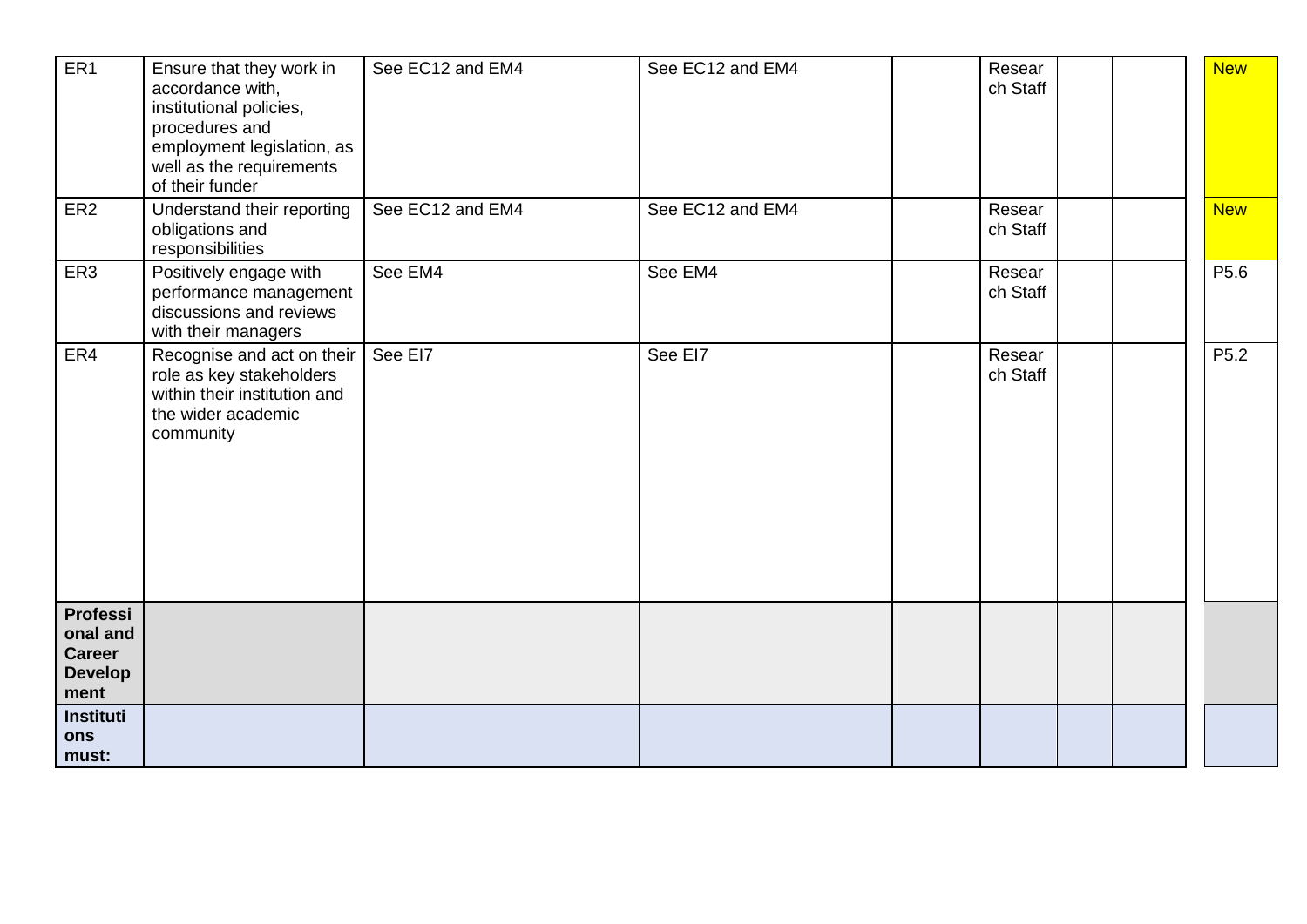| ER1 | Ensure that they work in accordance with, institutional policies, procedures and employment legislation, as well as the requirements of their funder | See EC12 and EM4 | See EC12 and EM4 | | Research Staff | | | New |
|---|---|---|---|---|---|---|---|---|
| ER2 | Understand their reporting obligations and responsibilities | See EC12 and EM4 | See EC12 and EM4 | | Research Staff | | | New |
| ER3 | Positively engage with performance management discussions and reviews with their managers | See EM4 | See EM4 | | Research Staff | | | P5.6 |
| ER4 | Recognise and act on their role as key stakeholders within their institution and the wider academic community | See EI7 | See EI7 | | Research Staff | | | P5.2 |
| **Professional and Career Development** | | | | | | | | |
| **Institutions must:** | | | | | | | | |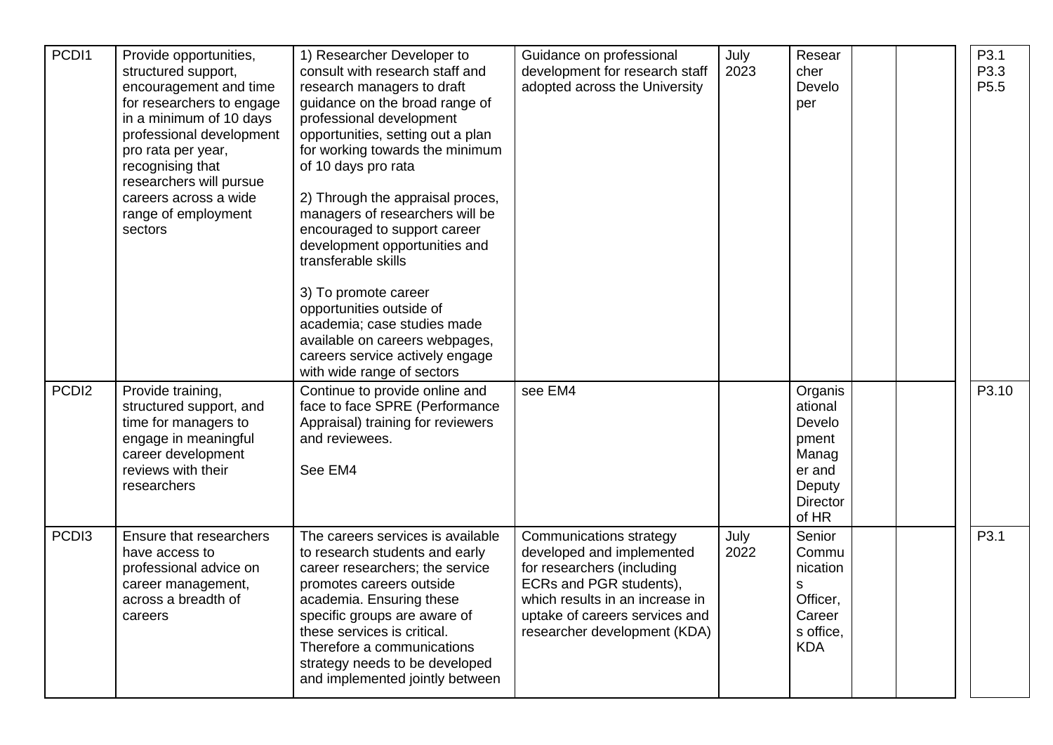| | | | | | | | | |
|---|---|---|---|---|---|---|---|---|
| PCDI1 | Provide opportunities, structured support, encouragement and time for researchers to engage in a minimum of 10 days professional development pro rata per year, recognising that researchers will pursue careers across a wide range of employment sectors | 1) Researcher Developer to consult with research staff and research managers to draft guidance on the broad range of professional development opportunities, setting out a plan for working towards the minimum of 10 days pro rata<br><br>2) Through the appraisal proces, managers of researchers will be encouraged to support career development opportunities and transferable skills<br><br>3) To promote career opportunities outside of academia; case studies made available on careers webpages, careers service actively engage with wide range of sectors | Guidance on professional development for research staff adopted across the University | July 2023 | Researcher Developer | | | P3.1<br>P3.3<br>P5.5 |
| PCDI2 | Provide training, structured support, and time for managers to engage in meaningful career development reviews with their researchers | Continue to provide online and face to face SPRE (Performance Appraisal) training for reviewers and reviewees.<br><br>See EM4 | see EM4 | | Organisational Development Manager and Deputy Director of HR | | | P3.10 |
| PCDI3 | Ensure that researchers have access to professional advice on career management, across a breadth of careers | The careers services is available to research students and early career researchers; the service promotes careers outside academia. Ensuring these specific groups are aware of these services is critical. Therefore a communications strategy needs to be developed and implemented jointly between | Communications strategy developed and implemented for researchers (including ECRs and PGR students), which results in an increase in uptake of careers services and researcher development (KDA) | July 2022 | Senior Communications Officer, Careers office, KDA | | | P3.1 |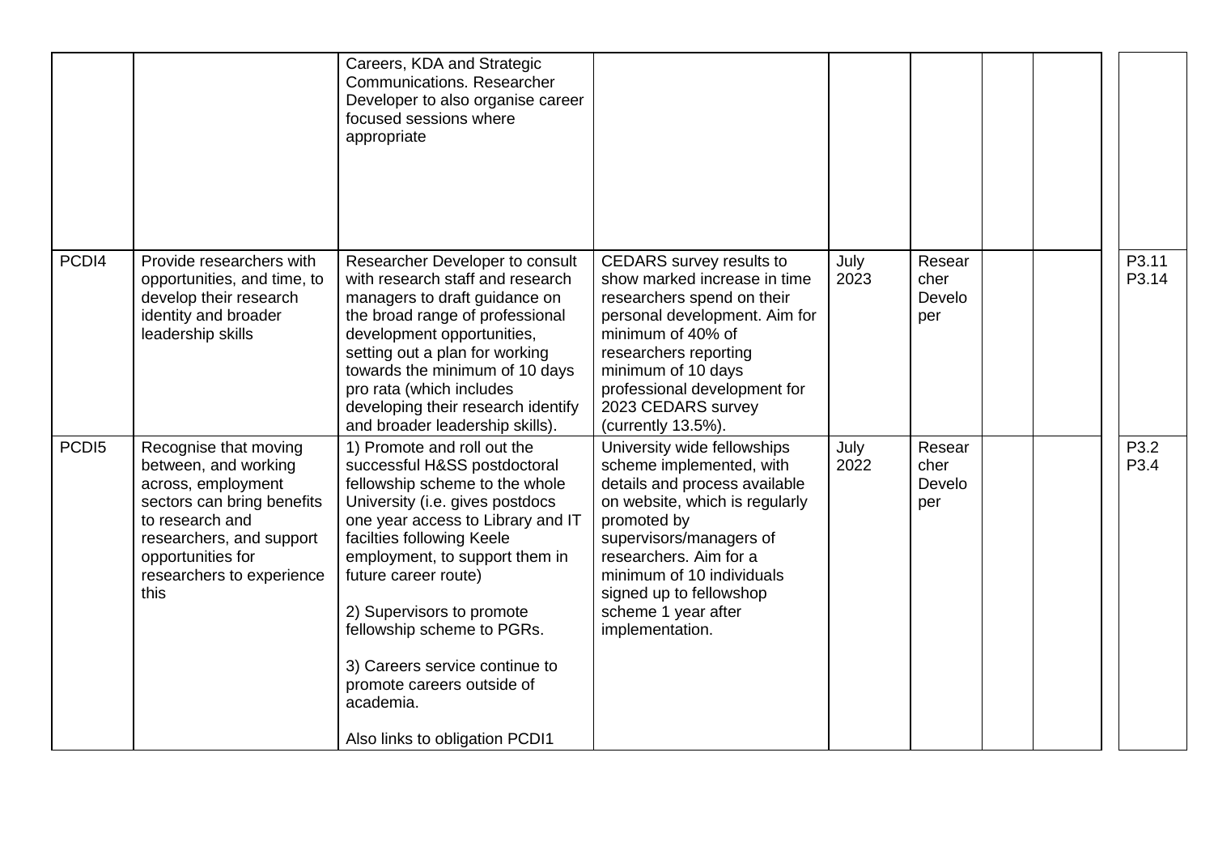| | | | | | | | | |
|---|---|---|---|---|---|---|---|---|
| | | Careers, KDA and Strategic Communications. Researcher Developer to also organise career focused sessions where appropriate | | | | | | |
| PCDI4 | Provide researchers with opportunities, and time, to develop their research identity and broader leadership skills | Researcher Developer to consult with research staff and research managers to draft guidance on the broad range of professional development opportunities, setting out a plan for working towards the minimum of 10 days pro rata (which includes developing their research identify and broader leadership skills). | CEDARS survey results to show marked increase in time researchers spend on their personal development. Aim for minimum of 40% of researchers reporting minimum of 10 days professional development for 2023 CEDARS survey (currently 13.5%). | July 2023 | Researcher Developer | | | P3.11 P3.14 |
| PCDI5 | Recognise that moving between, and working across, employment sectors can bring benefits to research and researchers, and support opportunities for researchers to experience this | 1) Promote and roll out the successful H&SS postdoctoral fellowship scheme to the whole University (i.e. gives postdocs one year access to Library and IT facilties following Keele employment, to support them in future career route)<br><br>2) Supervisors to promote fellowship scheme to PGRs.<br><br>3) Careers service continue to promote careers outside of academia.<br><br>Also links to obligation PCDI1 | University wide fellowships scheme implemented, with details and process available on website, which is regularly promoted by supervisors/managers of researchers. Aim for a minimum of 10 individuals signed up to fellowshop scheme 1 year after implementation. | July 2022 | Researcher Developer | | | P3.2 P3.4 |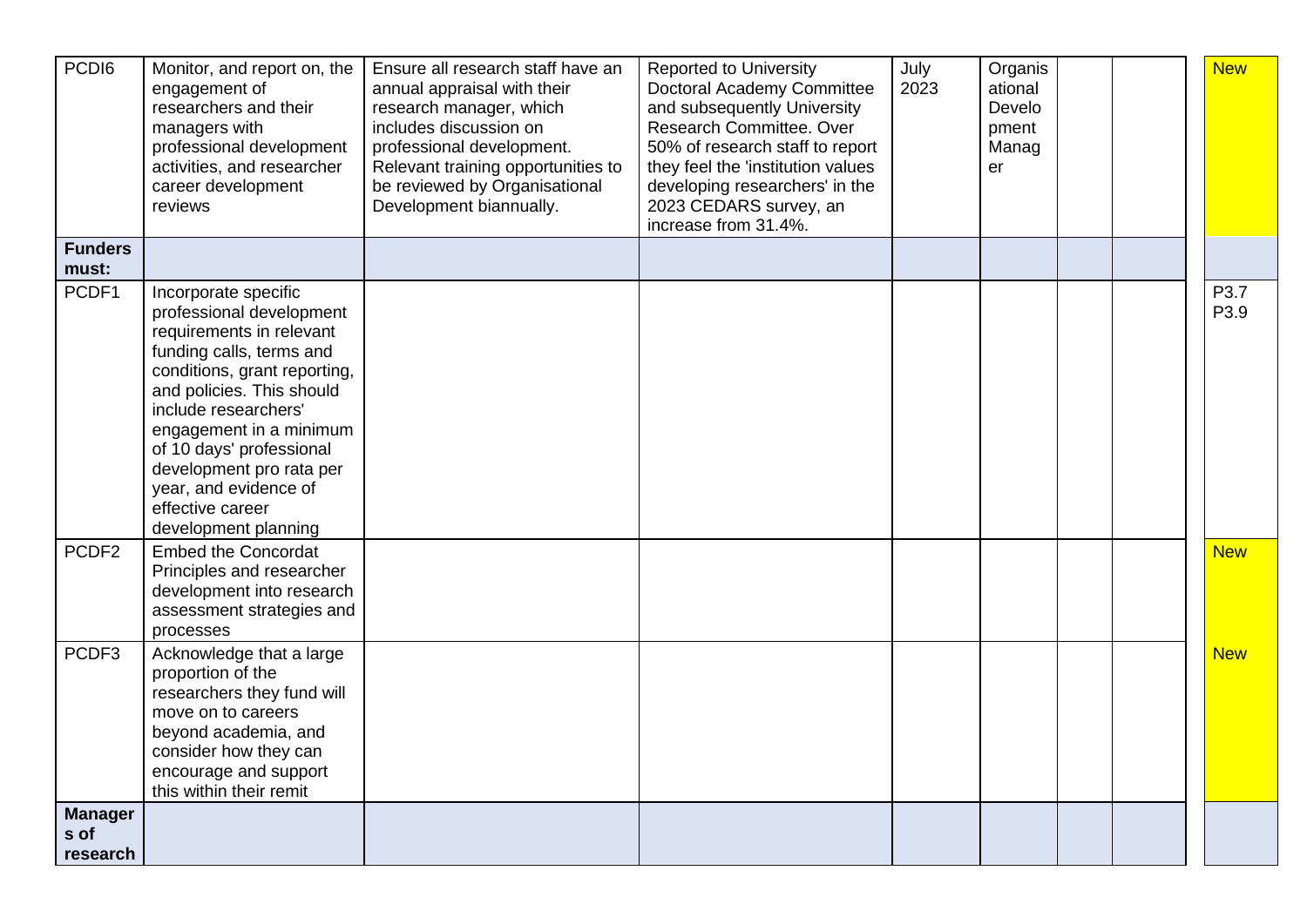| | | | | | | | | |
|---|---|---|---|---|---|---|---|---|
| PCDI6 | Monitor, and report on, the engagement of researchers and their managers with professional development activities, and researcher career development reviews | Ensure all research staff have an annual appraisal with their research manager, which includes discussion on professional development. Relevant training opportunities to be reviewed by Organisational Development biannually. | Reported to University Doctoral Academy Committee and subsequently University Research Committee. Over 50% of research staff to report they feel the 'institution values developing researchers' in the 2023 CEDARS survey, an increase from 31.4%. | July 2023 | Organisational Development Manager | | | New |
| **Funders must:** | | | | | | | | |
| PCDF1 | Incorporate specific professional development requirements in relevant funding calls, terms and conditions, grant reporting, and policies. This should include researchers' engagement in a minimum of 10 days' professional development pro rata per year, and evidence of effective career development planning | | | | | | | P3.7 P3.9 |
| PCDF2 | Embed the Concordat Principles and researcher development into research assessment strategies and processes | | | | | | | New |
| PCDF3 | Acknowledge that a large proportion of the researchers they fund will move on to careers beyond academia, and consider how they can encourage and support this within their remit | | | | | | | New |
| **Managers of research** | | | | | | | | |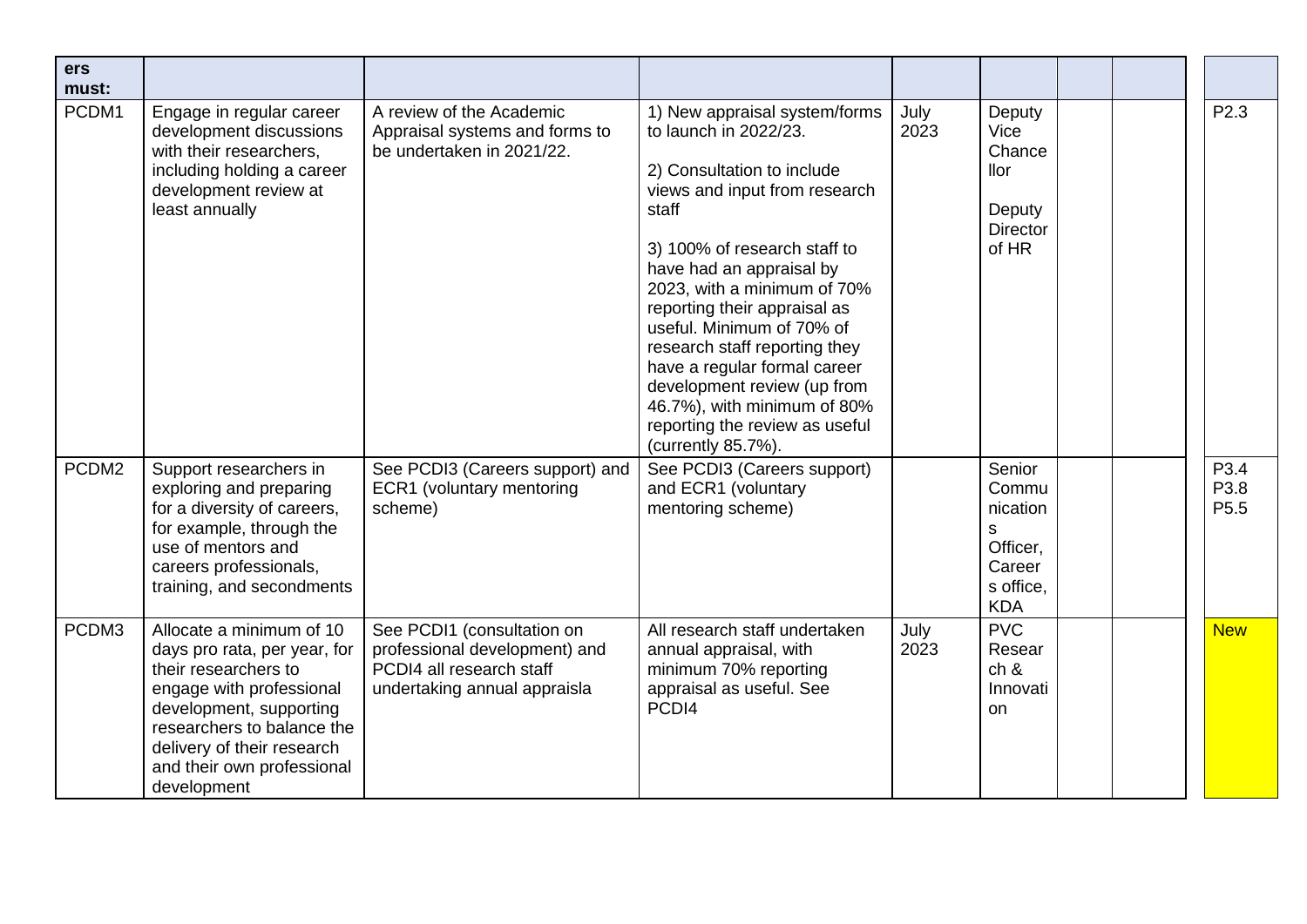| ers must: | | | | | | | | |
|---|---|---|---|---|---|---|---|---|
| PCDM1 | Engage in regular career development discussions with their researchers, including holding a career development review at least annually | A review of the Academic Appraisal systems and forms to be undertaken in 2021/22. | 1) New appraisal system/forms to launch in 2022/23.<br><br>2) Consultation to include views and input from research staff<br><br>3) 100% of research staff to have had an appraisal by 2023, with a minimum of 70% reporting their appraisal as useful. Minimum of 70% of research staff reporting they have a regular formal career development review (up from 46.7%), with minimum of 80% reporting the review as useful (currently 85.7%). | July 2023 | Deputy Vice Chancellor<br><br>Deputy Director of HR | | | P2.3 |
| PCDM2 | Support researchers in exploring and preparing for a diversity of careers, for example, through the use of mentors and careers professionals, training, and secondments | See PCDI3 (Careers support) and ECR1 (voluntary mentoring scheme) | See PCDI3 (Careers support) and ECR1 (voluntary mentoring scheme) | | Senior Communications Officer, Careers office, KDA | | | P3.4<br>P3.8<br>P5.5 |
| PCDM3 | Allocate a minimum of 10 days pro rata, per year, for their researchers to engage with professional development, supporting researchers to balance the delivery of their research and their own professional development | See PCDI1 (consultation on professional development) and PCDI4 all research staff undertaking annual appraisla | All research staff undertaken annual appraisal, with minimum 70% reporting appraisal as useful. See PCDI4 | July 2023 | PVC Research & Innovation | | | New |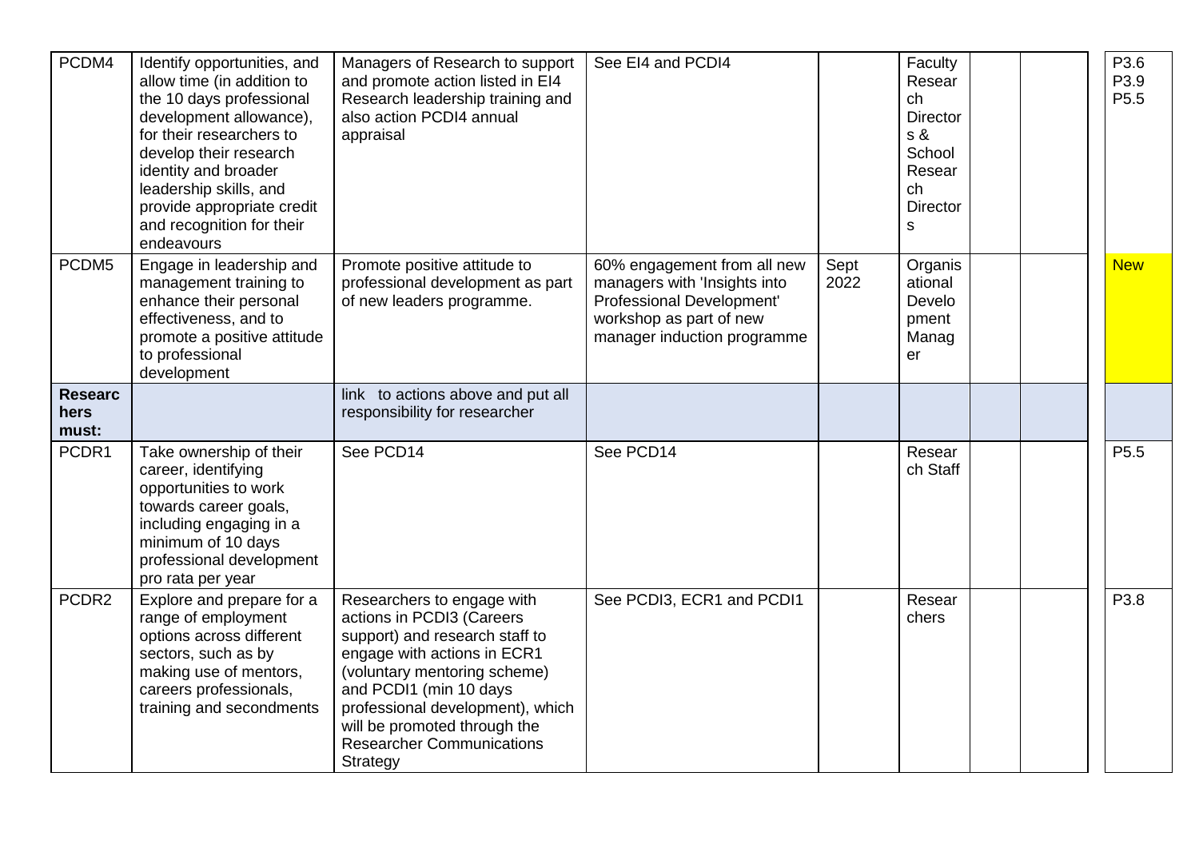| PCDM4 | Identify opportunities, and allow time (in addition to the 10 days professional development allowance), for their researchers to develop their research identity and broader leadership skills, and provide appropriate credit and recognition for their endeavours | Managers of Research to support and promote action listed in EI4 Research leadership training and also action PCDI4 annual appraisal | See EI4 and PCDI4 | | Faculty Research Directors & School Research Directors | | | P3.6 P3.9 P5.5 |
|---|---|---|---|---|---|---|---|---|
| PCDM5 | Engage in leadership and management training to enhance their personal effectiveness, and to promote a positive attitude to professional development | Promote positive attitude to professional development as part of new leaders programme. | 60% engagement from all new managers with 'Insights into Professional Development' workshop as part of new manager induction programme | Sept 2022 | Organisational Development Manager | | | New |
| **Researchers must:** | | link to actions above and put all responsibility for researcher | | | | | | |
| PCDR1 | Take ownership of their career, identifying opportunities to work towards career goals, including engaging in a minimum of 10 days professional development pro rata per year | See PCD14 | See PCD14 | | Research Staff | | | P5.5 |
| PCDR2 | Explore and prepare for a range of employment options across different sectors, such as by making use of mentors, careers professionals, training and secondments | Researchers to engage with actions in PCDI3 (Careers support) and research staff to engage with actions in ECR1 (voluntary mentoring scheme) and PCDI1 (min 10 days professional development), which will be promoted through the Researcher Communications Strategy | See PCDI3, ECR1 and PCDI1 | | Researchers | | | P3.8 |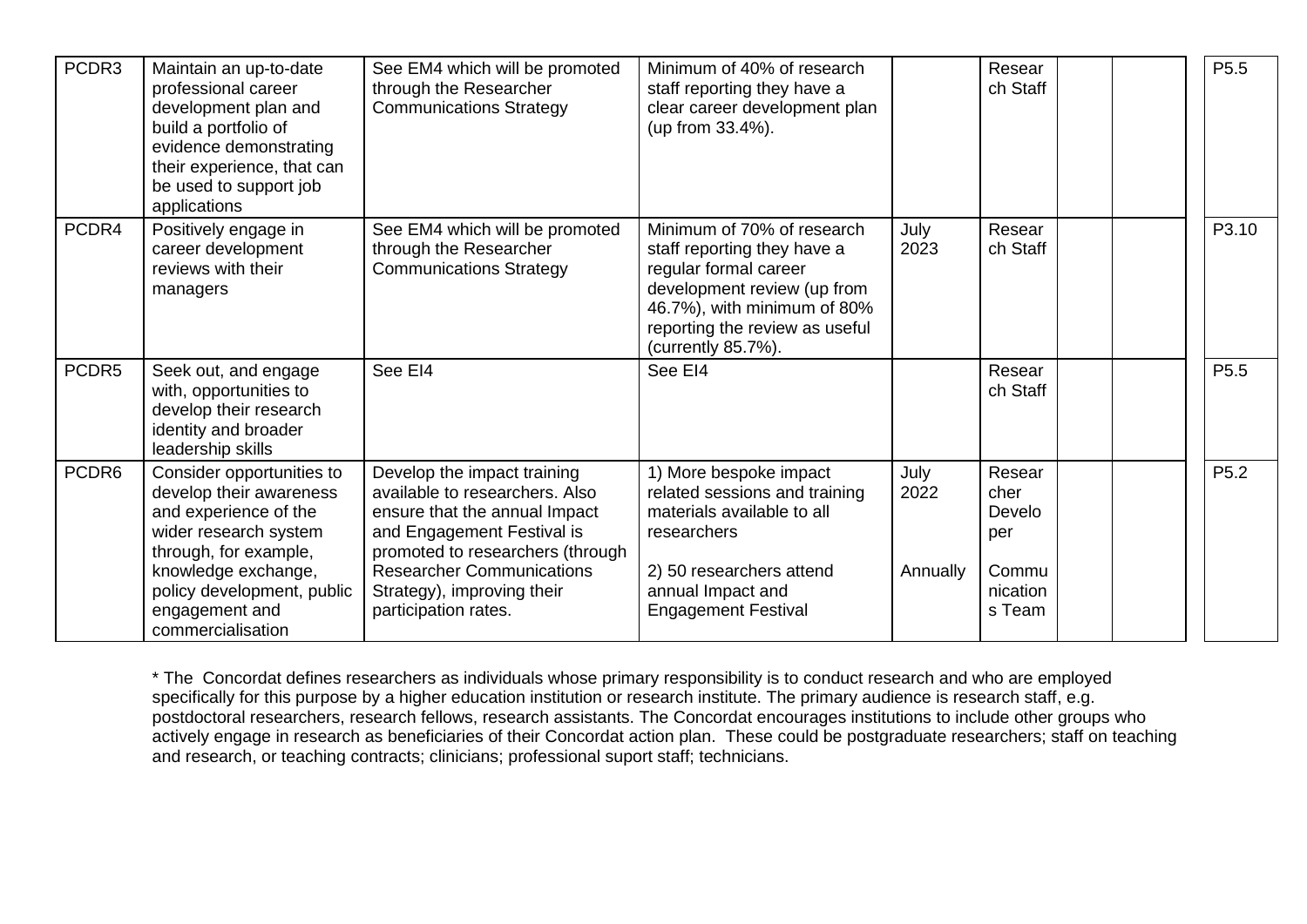| | | | | | | | | | |
|---|---|---|---|---|---|---|---|---|---|
| PCDR3 | Maintain an up-to-date professional career development plan and build a portfolio of evidence demonstrating their experience, that can be used to support job applications | See EM4 which will be promoted through the Researcher Communications Strategy | Minimum of 40% of research staff reporting they have a clear career development plan (up from 33.4%). | | Research Staff | | | | P5.5 |
| PCDR4 | Positively engage in career development reviews with their managers | See EM4 which will be promoted through the Researcher Communications Strategy | Minimum of 70% of research staff reporting they have a regular formal career development review (up from 46.7%), with minimum of 80% reporting the review as useful (currently 85.7%). | July 2023 | Research Staff | | | | P3.10 |
| PCDR5 | Seek out, and engage with, opportunities to develop their research identity and broader leadership skills | See EI4 | See EI4 | | Research Staff | | | | P5.5 |
| PCDR6 | Consider opportunities to develop their awareness and experience of the wider research system through, for example, knowledge exchange, policy development, public engagement and commercialisation | Develop the impact training available to researchers. Also ensure that the annual Impact and Engagement Festival is promoted to researchers (through Researcher Communications Strategy), improving their participation rates. | 1) More bespoke impact related sessions and training materials available to all researchers<br><br>2) 50 researchers attend annual Impact and Engagement Festival | July 2022<br><br>Annually | Researcher Developer<br><br>Communications Team | | | | P5.2 |

* The Concordat defines researchers as individuals whose primary responsibility is to conduct research and who are employed specifically for this purpose by a higher education institution or research institute. The primary audience is research staff, e.g. postdoctoral researchers, research fellows, research assistants. The Concordat encourages institutions to include other groups who actively engage in research as beneficiaries of their Concordat action plan. These could be postgraduate researchers; staff on teaching and research, or teaching contracts; clinicians; professional suport staff; technicians.